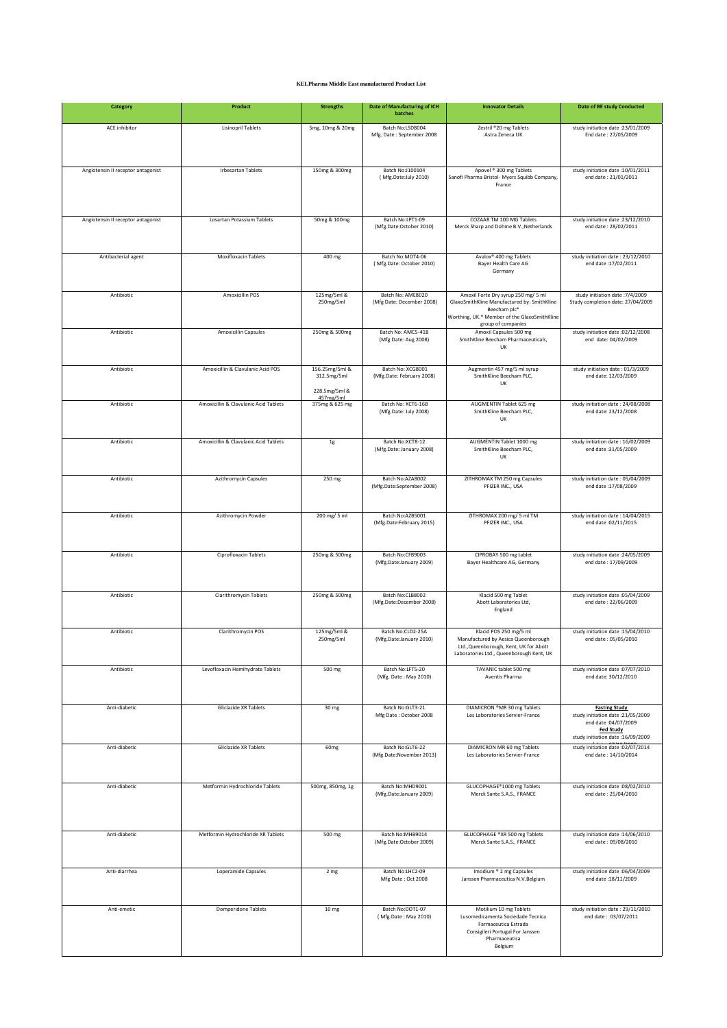**KELPharma Middle East manufactured Product List**

| Category | Product | Strengths | Date of Manufacturing of ICH batches | Innovator Details | Date of BE study Conducted |
|---|---|---|---|---|---|
| ACE inhibitor | Lisinopril Tablets | 5mg, 10mg & 20mg | Batch No:LSD8004 Mfg. Date : September 2008 | Zestril ®20 mg Tablets Astra Zeneca UK | study initiation date :23/01/2009 End date : 27/05/2009 |
| Angiotensin II receptor antagonist | Irbesartan Tablets | 150mg & 300mg | Batch No:I100104 ( Mfg.Date:July 2010) | Apovel ® 300 mg Tablets Sanofi Pharma Bristol- Myers Squibb Company, France | study initiation date :10/01/2011 end date : 21/01/2011 |
| Angiotensin II receptor antagonist | Losartan Potassium Tablets | 50mg & 100mg | Batch No:LPT1-09 (Mfg.Date:October 2010) | COZAAR TM 100 MG Tablets Merck Sharp and Dohme B.V.,Netherlands | study initiation date :23/12/2010 end date : 28/02/2011 |
| Antibacterial agent | Moxifloxacin Tablets | 400 mg | Batch No:MOT4-06 ( Mfg.Date: October 2010) | Avalox® 400 mg Tablets Bayer Health Care AG Germany | study initiation date : 23/12/2010 end date :17/02/2011 |
| Antibiotic | Amoxicillin POS | 125mg/5ml & 250mg/5ml | Batch No: AME8020 (Mfg Date: December 2008) | Amoxil Forte Dry syrup 250 mg/ 5 ml GlaxoSmithKline Manufactured by: SmithKline Beecham plc* Worthing, UK.* Member of the GlaxoSmithKline group of companies | study initiation date :7/4/2009 Study completion date: 27/04/2009 |
| Antibiotic | Amoxicillin Capsules | 250mg & 500mg | Batch No: AMC5-41B (Mfg.Date: Aug 2008) | Amoxil Capsules 500 mg SmithKline Beecham Pharmaceuticals, UK | study initiation date :02/12/2008 end date: 04/02/2009 |
| Antibiotic | Amoxicillin & Clavulanic Acid POS | 156.25mg/5ml & 312.5mg/5ml 228.5mg/5ml & 457mg/5ml | Batch No: XCG8001 (Mfg.Date: February 2008) | Augmentin 457 mg/5 ml syrup SmithKline Beecham PLC, UK | study initiation date : 01/3/2009 end date: 12/03/2009 |
| Antibiotic | Amoxicillin & Clavulanic Acid Tablets | 375mg & 625 mg | Batch No: XCT6-16B (Mfg.Date: July 2008) | AUGMENTIN Tablet 625 mg SmithKline Beecham PLC, UK | study initiation date : 24/08/2008 end date: 23/12/2008 |
| Antibiotic | Amoxicillin & Clavulanic Acid Tablets | 1g | Batch No:XCT8-12 (Mfg.Date: January 2008) | AUGMENTIN Tablet 1000 mg SmithKline Beecham PLC, UK | study initiation date : 16/02/2009 end date :31/05/2009 |
| Antibiotic | Azithromycin Capsules | 250 mg | Batch No:AZA8002 (Mfg.Date:September 2008) | ZITHROMAX TM 250 mg Capsules PFIZER INC., USA | study initiation date : 05/04/2009 end date :17/08/2009 |
| Antibiotic | Azithromycin Powder | 200 mg/ 5 ml | Batch No:AZB5001 (Mfg.Date:February 2015) | ZITHROMAX 200 mg/ 5 ml TM PFIZER INC., USA | study initiation date : 14/04/2015 end date :02/11/2015 |
| Antibiotic | Ciprofloxacin Tablets | 250mg & 500mg | Batch No:CFB9003 (Mfg.Date:January 2009) | CIPROBAY 500 mg tablet Bayer Healthcare AG, Germany | study initiation date :24/05/2009 end date : 17/09/2009 |
| Antibiotic | Clarithromycin Tablets | 250mg & 500mg | Batch No:CLB8002 (Mfg.Date:December 2008) | Klacid 500 mg Tablet Abott Laboratories Ltd, England | study initiation date :05/04/2009 end date : 22/06/2009 |
| Antibiotic | Clarithromycin POS | 125mg/5ml & 250mg/5ml | Batch No:CLD2-25A (Mfg.Date:January 2010) | Klacid POS 250 mg/5 ml Manufactured by Aesica Queenborough Ltd.,Queenborough, Kent, UK for Abott Laboratories Ltd., Queenborough Kent, UK | study initiation date :15/04/2010 end date : 05/05/2010 |
| Antibiotic | Levofloxacin Hemihydrate Tablets | 500 mg | Batch No:LFT5-20 (Mfg. Date : May 2010) | TAVANIC tablet 500 mg Aventis Pharma | study initiation date :07/07/2010 end date: 30/12/2010 |
| Anti-diabetic | Gliclazide XR Tablets | 30 mg | Batch No:GLT3-21 Mfg Date : October 2008 | DIAMICRON ®MR 30 mg Tablets Les Laboratories Servier-France | **Fasting Study** study initiation date :21/05/2009 end date :04/07/2009 **Fed Study** study initiation date :16/09/2009 |
| Anti-diabetic | Gliclazide XR Tablets | 60mg | Batch No:GLT6-22 (Mfg.Date:November 2013) | DIAMICRON MR 60 mg Tablets Les Laboratories Servier-France | study initiation date :02/07/2014 end date : 14/10/2014 |
| Anti-diabetic | Metformin Hydrochloride Tablets | 500mg, 850mg, 1g | Batch No:MHD9001 (Mfg.Date:January 2009) | GLUCOPHAGE®1000 mg Tablets Merck Sante S.A.S., FRANCE | study initiation date :08/02/2010 end date : 25/04/2010 |
| Anti-diabetic | Metformin Hydrochloride XR Tablets | 500 mg | Batch No:MHB9014 (Mfg.Date:October 2009) | GLUCOPHAGE ®XR 500 mg Tablets Merck Sante S.A.S., FRANCE | study initiation date :14/06/2010 end date : 09/08/2010 |
| Anti-diarrhea | Loperamide Capsules | 2 mg | Batch No:LHC2-09 Mfg Date : Oct 2008 | Imodium ® 2 mg Capsules Janssen Pharmaceutica N.V.Belgium | study initiation date :06/04/2009 end date :18/11/2009 |
| Anti-emetic | Domperidone Tablets | 10 mg | Batch No:DOT1-07 ( Mfg.Date : May 2010) | Motilium 10 mg Tablets Lusomedicamenta Sociedade Tecnica Farmaceutica Estrada Consigileri Portugal For Janssen Pharmaceutica Belgium | study initiation date : 29/11/2010 end date : 03/07/2011 |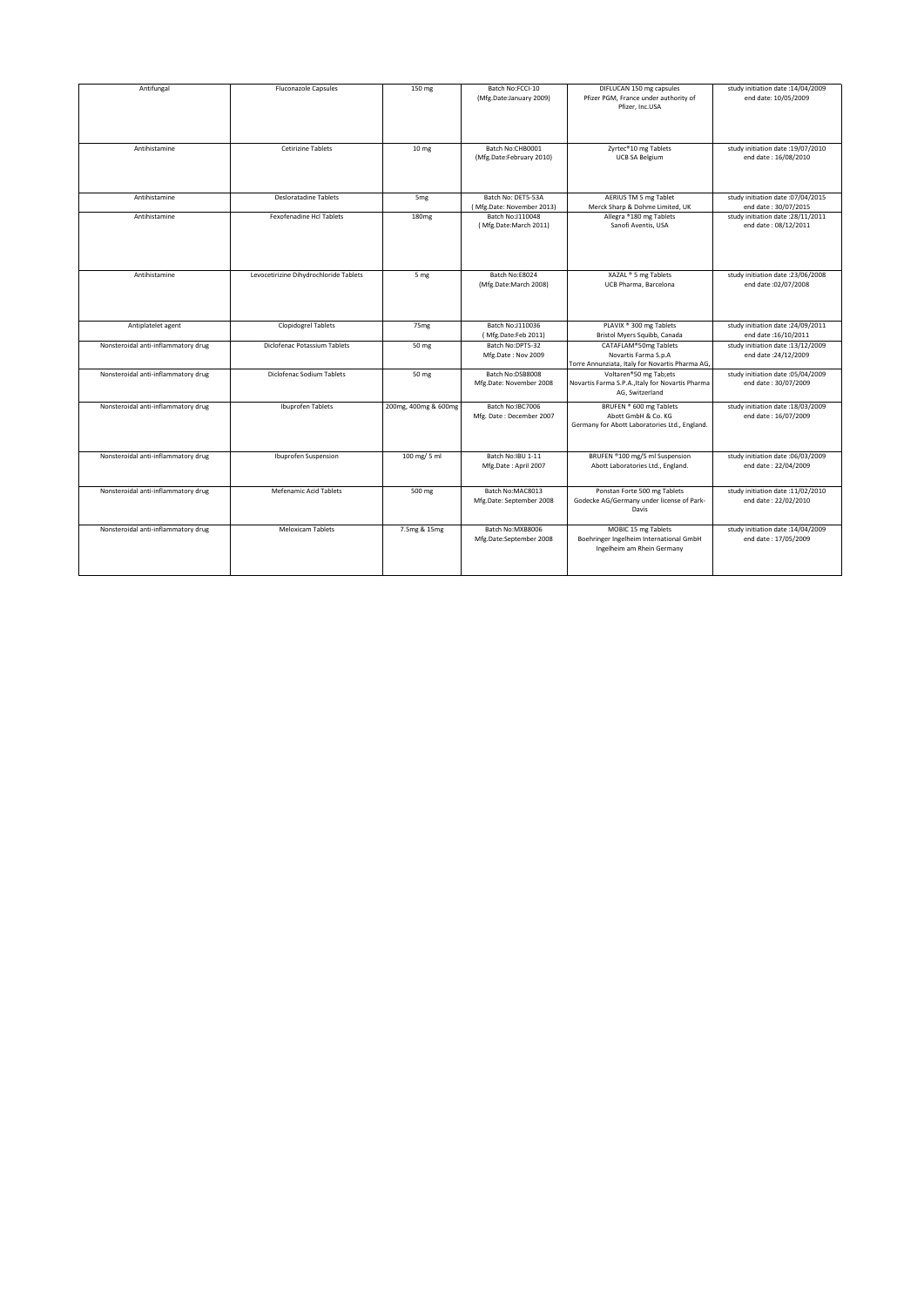| | | | | | |
|---|---|---|---|---|---|
| Antifungal | Fluconazole Capsules | 150 mg | Batch No:FCCI-10 (Mfg.Date:January 2009) | DIFLUCAN 150 mg capsules Pfizer PGM, France under authority of Pfizer, Inc.USA | study initiation date :14/04/2009 end date: 10/05/2009 |
| Antihistamine | Cetirizine Tablets | 10 mg | Batch No:CHB0001 (Mfg.Date:February 2010) | Zyrtec®10 mg Tablets UCB SA Belgium | study initiation date :19/07/2010 end date : 16/08/2010 |
| Antihistamine | Desloratadine Tablets | 5mg | Batch No: DETS-53A ( Mfg.Date: November 2013) | AERIUS TM 5 mg Tablet Merck Sharp & Dohme Limited, UK | study initiation date :07/04/2015 end date : 30/07/2015 |
| Antihistamine | Fexofenadine Hcl Tablets | 180mg | Batch No:J110048 ( Mfg.Date:March 2011) | Allegra ®180 mg Tablets Sanofi Aventis, USA | study initiation date :28/11/2011 end date : 08/12/2011 |
| Antihistamine | Levocetirizine Dihydrochloride Tablets | 5 mg | Batch No:E8024 (Mfg.Date:March 2008) | XAZAL ® 5 mg Tablets UCB Pharma, Barcelona | study initiation date :23/06/2008 end date :02/07/2008 |
| Antiplatelet agent | Clopidogrel Tablets | 75mg | Batch No:J110036 ( Mfg.Date:Feb 2011) | PLAVIX ® 300 mg Tablets Bristol Myers Squibb, Canada | study initiation date :24/09/2011 end date :16/10/2011 |
| Nonsteroidal anti-inflammatory drug | Diclofenac Potassium Tablets | 50 mg | Batch No:DPTS-32 Mfg.Date : Nov 2009 | CATAFLAM®50mg Tablets Novartis Farma S.p.A Torre Annunziata, Italy for Novartis Pharma AG, | study initiation date :13/12/2009 end date :24/12/2009 |
| Nonsteroidal anti-inflammatory drug | Diclofenac Sodium Tablets | 50 mg | Batch No:DSB8008 Mfg.Date: November 2008 | Voltaren®50 mg Tab;ets Novartis Farma S.P.A.,Italy for Novartis Pharma AG, Switzerland | study initiation date :05/04/2009 end date : 30/07/2009 |
| Nonsteroidal anti-inflammatory drug | Ibuprofen Tablets | 200mg, 400mg & 600mg | Batch No:IBC7006 Mfg. Date : December 2007 | BRUFEN ® 600 mg Tablets Abott GmbH & Co. KG Germany for Abott Laboratories Ltd., England. | study initiation date :18/03/2009 end date : 16/07/2009 |
| Nonsteroidal anti-inflammatory drug | Ibuprofen Suspension | 100 mg/ 5 ml | Batch No:IBU 1-11 Mfg.Date : April 2007 | BRUFEN ®100 mg/5 ml Suspension Abott Laboratories Ltd., England. | study initiation date :06/03/2009 end date : 22/04/2009 |
| Nonsteroidal anti-inflammatory drug | Mefenamic Acid Tablets | 500 mg | Batch No:MAC8013 Mfg.Date: September 2008 | Ponstan Forte 500 mg Tablets Godecke AG/Germany under license of Park-Davis | study initiation date :11/02/2010 end date : 22/02/2010 |
| Nonsteroidal anti-inflammatory drug | Meloxicam Tablets | 7.5mg & 15mg | Batch No:MXB8006 Mfg.Date:September 2008 | MOBIC 15 mg Tablets Boehringer Ingelheim International GmbH Ingelheim am Rhein Germany | study initiation date :14/04/2009 end date : 17/05/2009 |